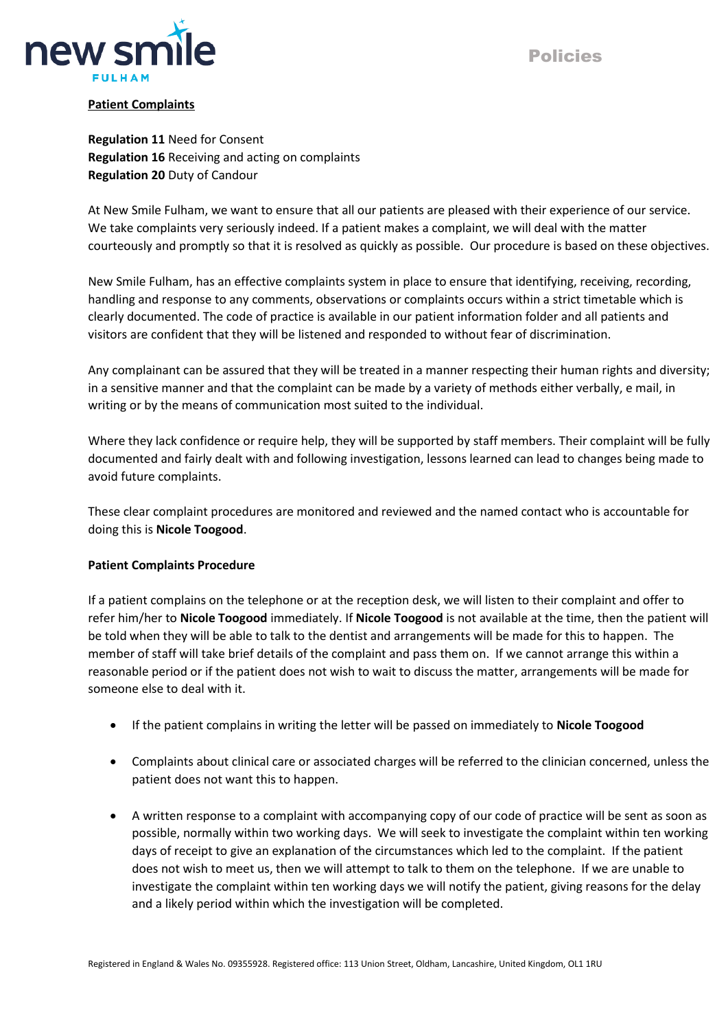**Patient Complaints**

**Regulation 11** Need for Consent
**Regulation 16** Receiving and acting on complaints
**Regulation 20** Duty of Candour

At New Smile Fulham, we want to ensure that all our patients are pleased with their experience of our service. We take complaints very seriously indeed. If a patient makes a complaint, we will deal with the matter courteously and promptly so that it is resolved as quickly as possible. Our procedure is based on these objectives.

New Smile Fulham, has an effective complaints system in place to ensure that identifying, receiving, recording, handling and response to any comments, observations or complaints occurs within a strict timetable which is clearly documented. The code of practice is available in our patient information folder and all patients and visitors are confident that they will be listened and responded to without fear of discrimination.

Any complainant can be assured that they will be treated in a manner respecting their human rights and diversity; in a sensitive manner and that the complaint can be made by a variety of methods either verbally, e mail, in writing or by the means of communication most suited to the individual.

Where they lack confidence or require help, they will be supported by staff members. Their complaint will be fully documented and fairly dealt with and following investigation, lessons learned can lead to changes being made to avoid future complaints.

These clear complaint procedures are monitored and reviewed and the named contact who is accountable for doing this is **Nicole Toogood**.

**Patient Complaints Procedure**

If a patient complains on the telephone or at the reception desk, we will listen to their complaint and offer to refer him/her to **Nicole Toogood** immediately. If **Nicole Toogood** is not available at the time, then the patient will be told when they will be able to talk to the dentist and arrangements will be made for this to happen. The member of staff will take brief details of the complaint and pass them on. If we cannot arrange this within a reasonable period or if the patient does not wish to wait to discuss the matter, arrangements will be made for someone else to deal with it.

- If the patient complains in writing the letter will be passed on immediately to **Nicole Toogood**
- Complaints about clinical care or associated charges will be referred to the clinician concerned, unless the patient does not want this to happen.
- A written response to a complaint with accompanying copy of our code of practice will be sent as soon as possible, normally within two working days. We will seek to investigate the complaint within ten working days of receipt to give an explanation of the circumstances which led to the complaint. If the patient does not wish to meet us, then we will attempt to talk to them on the telephone. If we are unable to investigate the complaint within ten working days we will notify the patient, giving reasons for the delay and a likely period within which the investigation will be completed.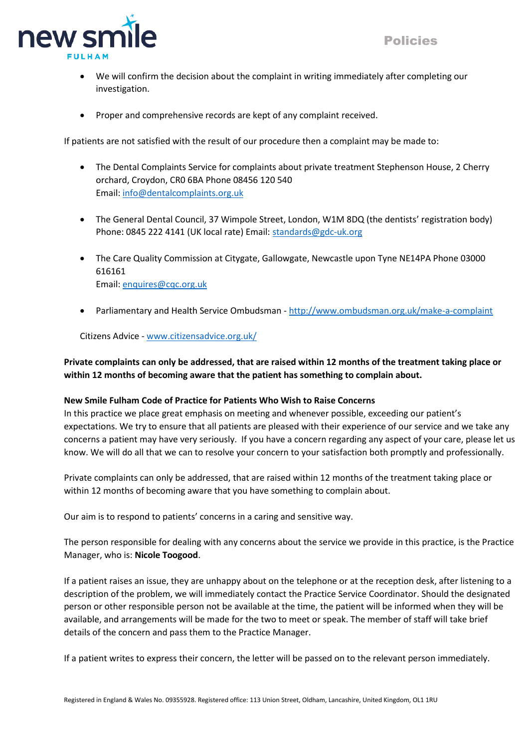- We will confirm the decision about the complaint in writing immediately after completing our investigation.

- Proper and comprehensive records are kept of any complaint received.

If patients are not satisfied with the result of our procedure then a complaint may be made to:

- The Dental Complaints Service for complaints about private treatment Stephenson House, 2 Cherry orchard, Croydon, CR0 6BA Phone 08456 120 540
  Email: info@dentalcomplaints.org.uk

- The General Dental Council, 37 Wimpole Street, London, W1M 8DQ (the dentists' registration body) Phone: 0845 222 4141 (UK local rate) Email: standards@gdc-uk.org

- The Care Quality Commission at Citygate, Gallowgate, Newcastle upon Tyne NE14PA Phone 03000 616161
  Email: enquires@cqc.org.uk

- Parliamentary and Health Service Ombudsman - http://www.ombudsman.org.uk/make-a-complaint

  Citizens Advice - www.citizensadvice.org.uk/

**Private complaints can only be addressed, that are raised within 12 months of the treatment taking place or within 12 months of becoming aware that the patient has something to complain about.**

**New Smile Fulham Code of Practice for Patients Who Wish to Raise Concerns**

In this practice we place great emphasis on meeting and whenever possible, exceeding our patient's expectations. We try to ensure that all patients are pleased with their experience of our service and we take any concerns a patient may have very seriously. If you have a concern regarding any aspect of your care, please let us know. We will do all that we can to resolve your concern to your satisfaction both promptly and professionally.

Private complaints can only be addressed, that are raised within 12 months of the treatment taking place or within 12 months of becoming aware that you have something to complain about.

Our aim is to respond to patients' concerns in a caring and sensitive way.

The person responsible for dealing with any concerns about the service we provide in this practice, is the Practice Manager, who is: **Nicole Toogood**.

If a patient raises an issue, they are unhappy about on the telephone or at the reception desk, after listening to a description of the problem, we will immediately contact the Practice Service Coordinator. Should the designated person or other responsible person not be available at the time, the patient will be informed when they will be available, and arrangements will be made for the two to meet or speak. The member of staff will take brief details of the concern and pass them to the Practice Manager.

If a patient writes to express their concern, the letter will be passed on to the relevant person immediately.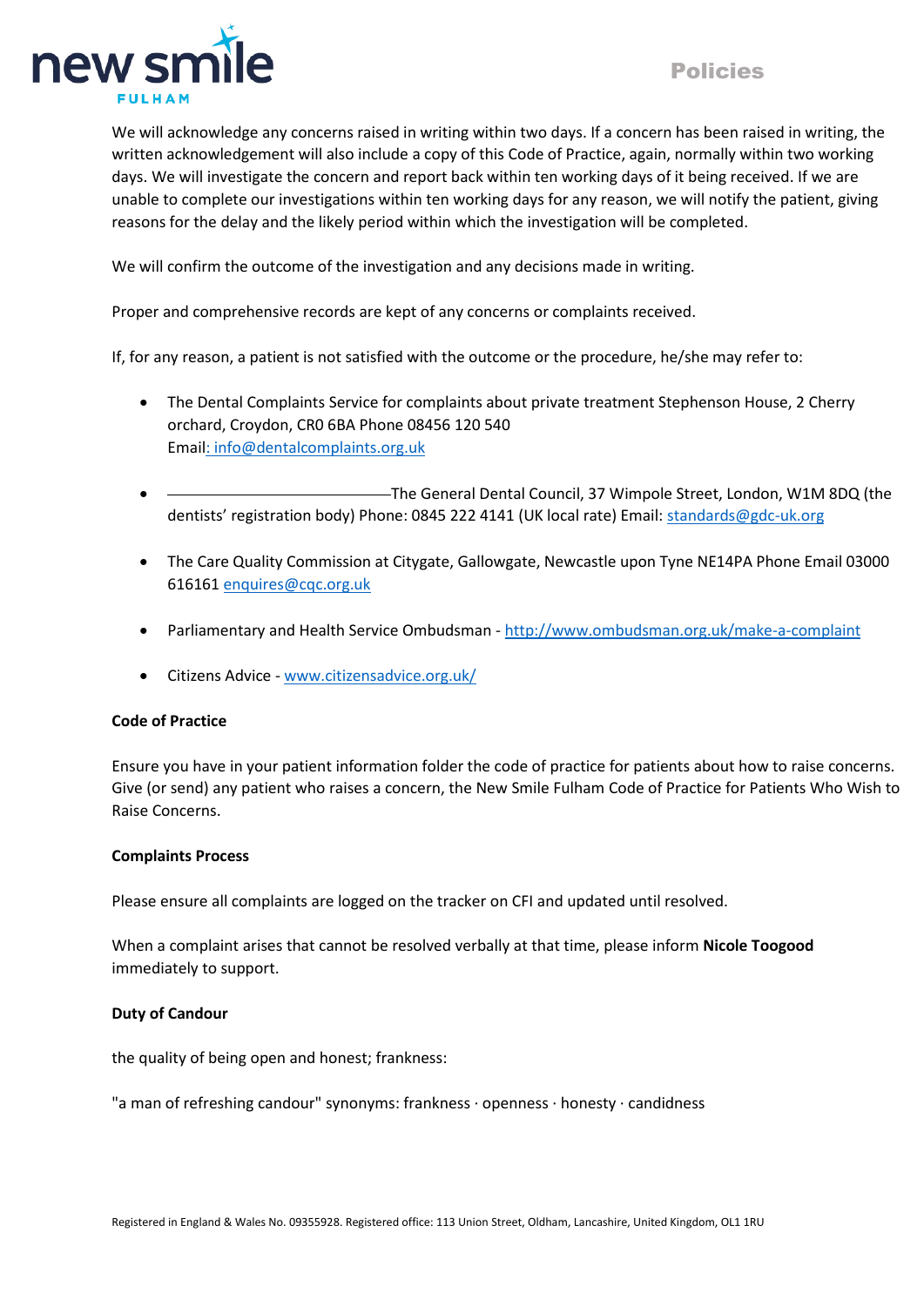We will acknowledge any concerns raised in writing within two days. If a concern has been raised in writing, the written acknowledgement will also include a copy of this Code of Practice, again, normally within two working days. We will investigate the concern and report back within ten working days of it being received. If we are unable to complete our investigations within ten working days for any reason, we will notify the patient, giving reasons for the delay and the likely period within which the investigation will be completed.

We will confirm the outcome of the investigation and any decisions made in writing.

Proper and comprehensive records are kept of any concerns or complaints received.

If, for any reason, a patient is not satisfied with the outcome or the procedure, he/she may refer to:

- The Dental Complaints Service for complaints about private treatment Stephenson House, 2 Cherry orchard, Croydon, CR0 6BA Phone 08456 120 540 Email: info@dentalcomplaints.org.uk
- The General Dental Council, 37 Wimpole Street, London, W1M 8DQ (the dentists' registration body) Phone: 0845 222 4141 (UK local rate) Email: standards@gdc-uk.org
- The Care Quality Commission at Citygate, Gallowgate, Newcastle upon Tyne NE14PA Phone Email 03000 616161 enquires@cqc.org.uk
- Parliamentary and Health Service Ombudsman - http://www.ombudsman.org.uk/make-a-complaint
- Citizens Advice - www.citizensadvice.org.uk/

**Code of Practice**

Ensure you have in your patient information folder the code of practice for patients about how to raise concerns. Give (or send) any patient who raises a concern, the New Smile Fulham Code of Practice for Patients Who Wish to Raise Concerns.

**Complaints Process**

Please ensure all complaints are logged on the tracker on CFI and updated until resolved.

When a complaint arises that cannot be resolved verbally at that time, please inform **Nicole Toogood** immediately to support.

**Duty of Candour**

the quality of being open and honest; frankness:

"a man of refreshing candour" synonyms: frankness · openness · honesty · candidness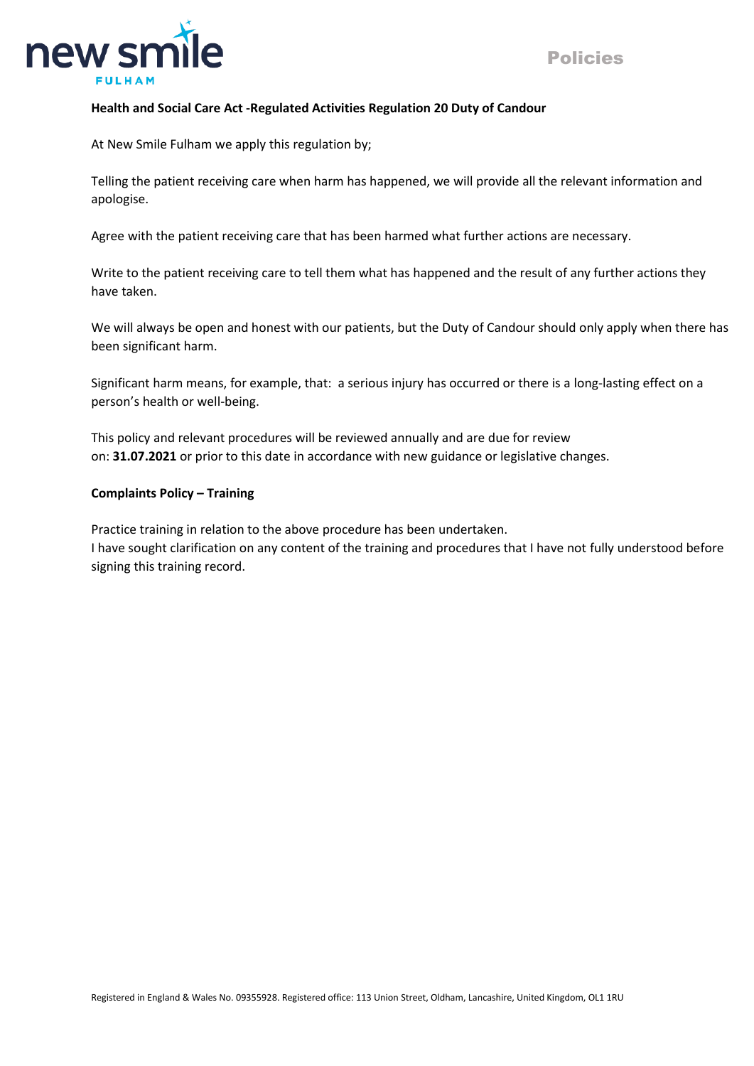**Health and Social Care Act -Regulated Activities Regulation 20 Duty of Candour**

At New Smile Fulham we apply this regulation by;

Telling the patient receiving care when harm has happened, we will provide all the relevant information and apologise.

Agree with the patient receiving care that has been harmed what further actions are necessary.

Write to the patient receiving care to tell them what has happened and the result of any further actions they have taken.

We will always be open and honest with our patients, but the Duty of Candour should only apply when there has been significant harm.

Significant harm means, for example, that: a serious injury has occurred or there is a long-lasting effect on a person's health or well-being.

This policy and relevant procedures will be reviewed annually and are due for review on: **31.07.2021** or prior to this date in accordance with new guidance or legislative changes.

**Complaints Policy – Training**

Practice training in relation to the above procedure has been undertaken.
I have sought clarification on any content of the training and procedures that I have not fully understood before signing this training record.